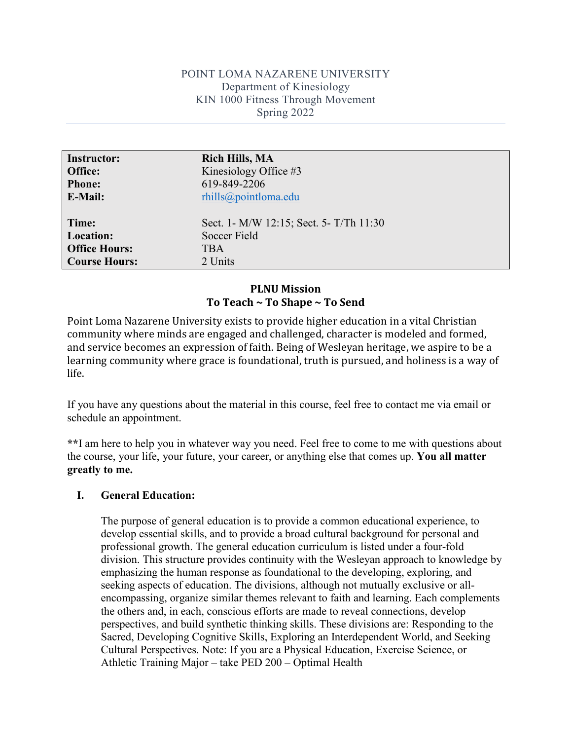POINT LOMA NAZARENE UNIVERSITY
Department of Kinesiology
KIN 1000 Fitness Through Movement
Spring 2022

| | |
|---|---|
| **Instructor:** | **Rich Hills, MA** |
| **Office:** | Kinesiology Office #3 |
| **Phone:** | 619-849-2206 |
| **E-Mail:** | rhills@pointloma.edu |
| **Time:** | Sect. 1- M/W 12:15; Sect. 5- T/Th 11:30 |
| **Location:** | Soccer Field |
| **Office Hours:** | TBA |
| **Course Hours:** | 2 Units |

## PLNU Mission
### To Teach ~ To Shape ~ To Send

Point Loma Nazarene University exists to provide higher education in a vital Christian community where minds are engaged and challenged, character is modeled and formed, and service becomes an expression of faith. Being of Wesleyan heritage, we aspire to be a learning community where grace is foundational, truth is pursued, and holiness is a way of life.

If you have any questions about the material in this course, feel free to contact me via email or schedule an appointment.

**I am here to help you in whatever way you need. Feel free to come to me with questions about the course, your life, your future, your career, or anything else that comes up. **You all matter greatly to me.**

## I. General Education:

The purpose of general education is to provide a common educational experience, to develop essential skills, and to provide a broad cultural background for personal and professional growth. The general education curriculum is listed under a four-fold division. This structure provides continuity with the Wesleyan approach to knowledge by emphasizing the human response as foundational to the developing, exploring, and seeking aspects of education. The divisions, although not mutually exclusive or all-encompassing, organize similar themes relevant to faith and learning. Each complements the others and, in each, conscious efforts are made to reveal connections, develop perspectives, and build synthetic thinking skills. These divisions are: Responding to the Sacred, Developing Cognitive Skills, Exploring an Interdependent World, and Seeking Cultural Perspectives. Note: If you are a Physical Education, Exercise Science, or Athletic Training Major – take PED 200 – Optimal Health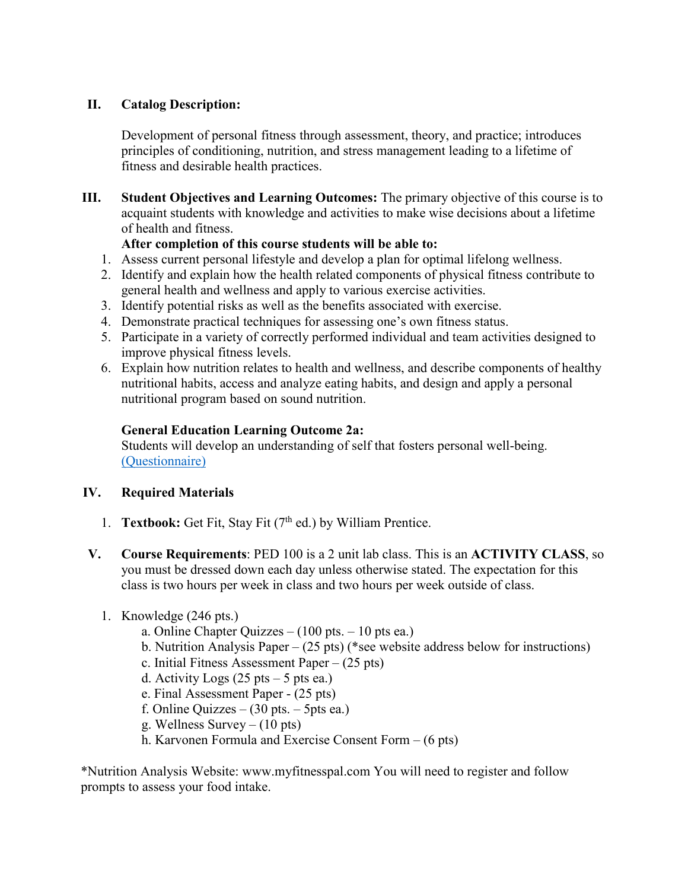## II. Catalog Description:

Development of personal fitness through assessment, theory, and practice; introduces principles of conditioning, nutrition, and stress management leading to a lifetime of fitness and desirable health practices.

## III. Student Objectives and Learning Outcomes:

**Student Objectives and Learning Outcomes:** The primary objective of this course is to acquaint students with knowledge and activities to make wise decisions about a lifetime of health and fitness.

**After completion of this course students will be able to:**

1. Assess current personal lifestyle and develop a plan for optimal lifelong wellness.
2. Identify and explain how the health related components of physical fitness contribute to general health and wellness and apply to various exercise activities.
3. Identify potential risks as well as the benefits associated with exercise.
4. Demonstrate practical techniques for assessing one's own fitness status.
5. Participate in a variety of correctly performed individual and team activities designed to improve physical fitness levels.
6. Explain how nutrition relates to health and wellness, and describe components of healthy nutritional habits, access and analyze eating habits, and design and apply a personal nutritional program based on sound nutrition.

**General Education Learning Outcome 2a:**
Students will develop an understanding of self that fosters personal well-being. [(Questionnaire)]()

## IV. Required Materials

1. **Textbook:** Get Fit, Stay Fit (7th ed.) by William Prentice.

## V. Course Requirements

**Course Requirements**: PED 100 is a 2 unit lab class. This is an **ACTIVITY CLASS**, so you must be dressed down each day unless otherwise stated. The expectation for this class is two hours per week in class and two hours per week outside of class.

1. Knowledge (246 pts.)
   - a. Online Chapter Quizzes – (100 pts. – 10 pts ea.)
   - b. Nutrition Analysis Paper – (25 pts) (*see website address below for instructions)
   - c. Initial Fitness Assessment Paper – (25 pts)
   - d. Activity Logs (25 pts – 5 pts ea.)
   - e. Final Assessment Paper - (25 pts)
   - f. Online Quizzes – (30 pts. – 5pts ea.)
   - g. Wellness Survey – (10 pts)
   - h. Karvonen Formula and Exercise Consent Form – (6 pts)

*Nutrition Analysis Website: www.myfitnesspal.com You will need to register and follow prompts to assess your food intake.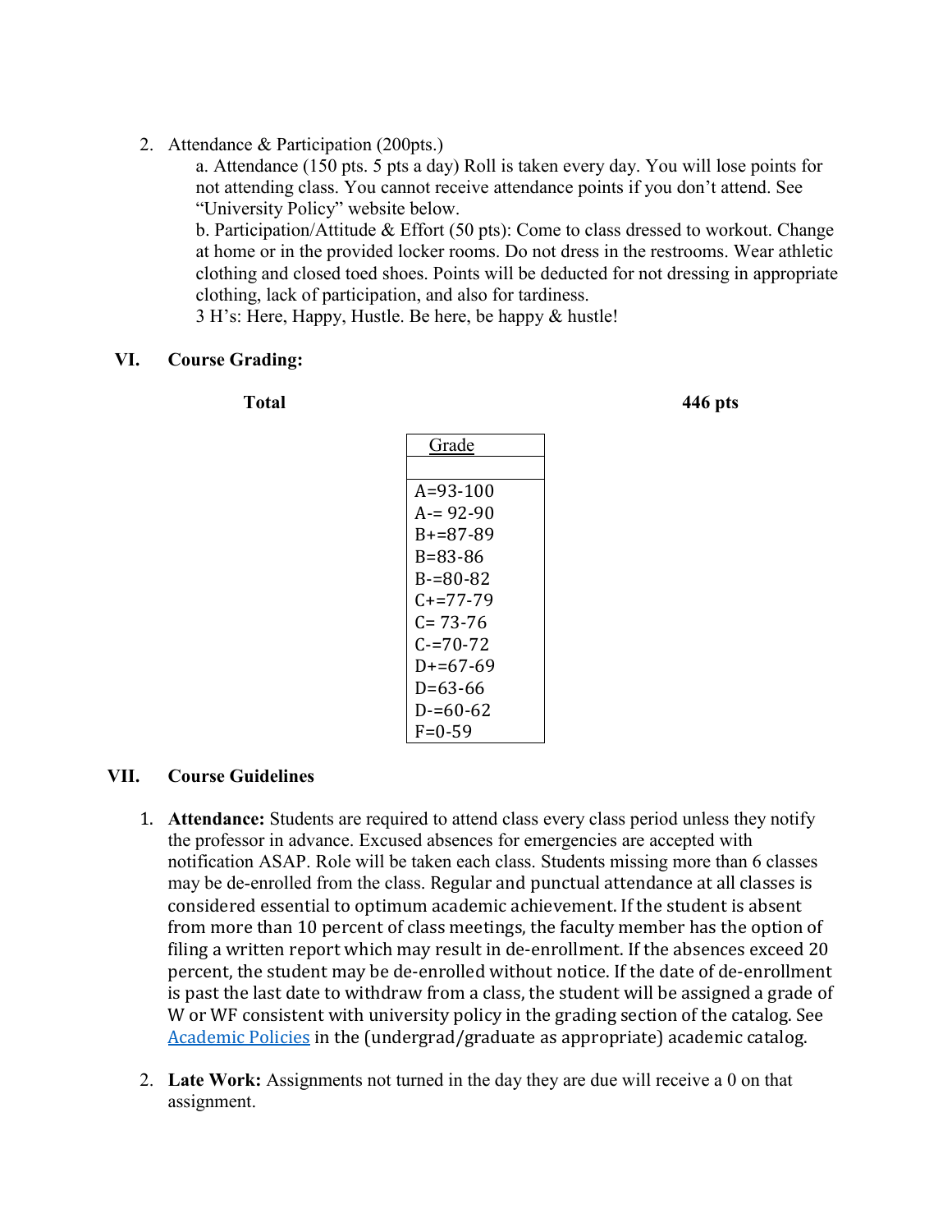2. Attendance & Participation (200pts.)

   a. Attendance (150 pts. 5 pts a day) Roll is taken every day. You will lose points for not attending class. You cannot receive attendance points if you don't attend. See "University Policy" website below.

   b. Participation/Attitude & Effort (50 pts): Come to class dressed to workout. Change at home or in the provided locker rooms. Do not dress in the restrooms. Wear athletic clothing and closed toed shoes. Points will be deducted for not dressing in appropriate clothing, lack of participation, and also for tardiness.

   3 H's: Here, Happy, Hustle. Be here, be happy & hustle!

## VI. Course Grading:

**Total** **446 pts**

| Grade |
|---|
| |
| A=93-100 |
| A-= 92-90 |
| B+=87-89 |
| B=83-86 |
| B-=80-82 |
| C+=77-79 |
| C= 73-76 |
| C-=70-72 |
| D+=67-69 |
| D=63-66 |
| D-=60-62 |
| F=0-59 |

## VII. Course Guidelines

1. **Attendance:** Students are required to attend class every class period unless they notify the professor in advance. Excused absences for emergencies are accepted with notification ASAP. Role will be taken each class. Students missing more than 6 classes may be de-enrolled from the class. Regular and punctual attendance at all classes is considered essential to optimum academic achievement. If the student is absent from more than 10 percent of class meetings, the faculty member has the option of filing a written report which may result in de-enrollment. If the absences exceed 20 percent, the student may be de-enrolled without notice. If the date of de-enrollment is past the last date to withdraw from a class, the student will be assigned a grade of W or WF consistent with university policy in the grading section of the catalog. See Academic Policies in the (undergrad/graduate as appropriate) academic catalog.

2. **Late Work:** Assignments not turned in the day they are due will receive a 0 on that assignment.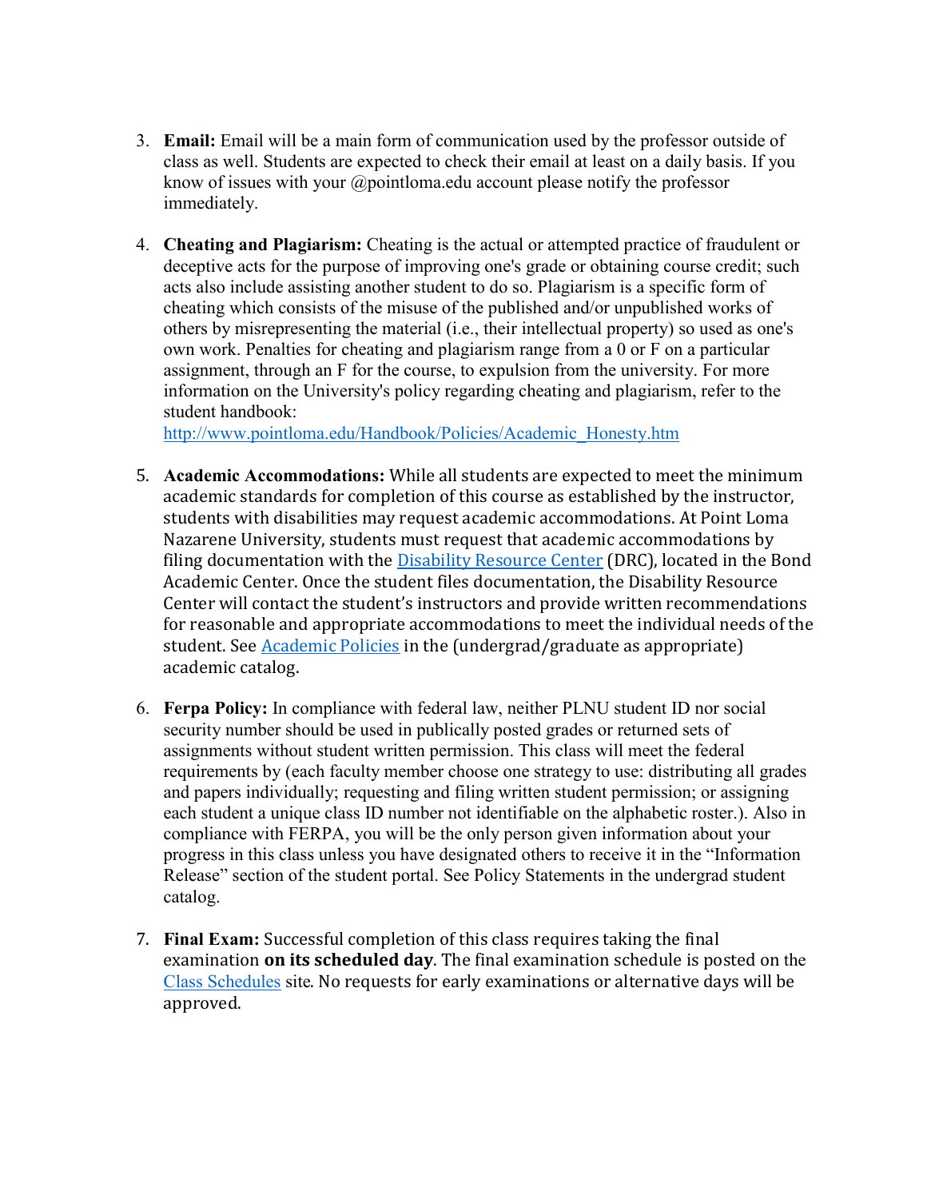3. **Email:** Email will be a main form of communication used by the professor outside of class as well. Students are expected to check their email at least on a daily basis. If you know of issues with your @pointloma.edu account please notify the professor immediately.

4. **Cheating and Plagiarism:** Cheating is the actual or attempted practice of fraudulent or deceptive acts for the purpose of improving one's grade or obtaining course credit; such acts also include assisting another student to do so. Plagiarism is a specific form of cheating which consists of the misuse of the published and/or unpublished works of others by misrepresenting the material (i.e., their intellectual property) so used as one's own work. Penalties for cheating and plagiarism range from a 0 or F on a particular assignment, through an F for the course, to expulsion from the university. For more information on the University's policy regarding cheating and plagiarism, refer to the student handbook:
   [http://www.pointloma.edu/Handbook/Policies/Academic_Honesty.htm](http://www.pointloma.edu/Handbook/Policies/Academic_Honesty.htm)

5. **Academic Accommodations:** While all students are expected to meet the minimum academic standards for completion of this course as established by the instructor, students with disabilities may request academic accommodations. At Point Loma Nazarene University, students must request that academic accommodations by filing documentation with the [Disability Resource Center](#) (DRC), located in the Bond Academic Center. Once the student files documentation, the Disability Resource Center will contact the student's instructors and provide written recommendations for reasonable and appropriate accommodations to meet the individual needs of the student. See [Academic Policies](#) in the (undergrad/graduate as appropriate) academic catalog.

6. **Ferpa Policy:** In compliance with federal law, neither PLNU student ID nor social security number should be used in publically posted grades or returned sets of assignments without student written permission. This class will meet the federal requirements by (each faculty member choose one strategy to use: distributing all grades and papers individually; requesting and filing written student permission; or assigning each student a unique class ID number not identifiable on the alphabetic roster.). Also in compliance with FERPA, you will be the only person given information about your progress in this class unless you have designated others to receive it in the "Information Release" section of the student portal. See Policy Statements in the undergrad student catalog.

7. **Final Exam:** Successful completion of this class requires taking the final examination **on its scheduled day**. The final examination schedule is posted on the [Class Schedules](#) site. No requests for early examinations or alternative days will be approved.